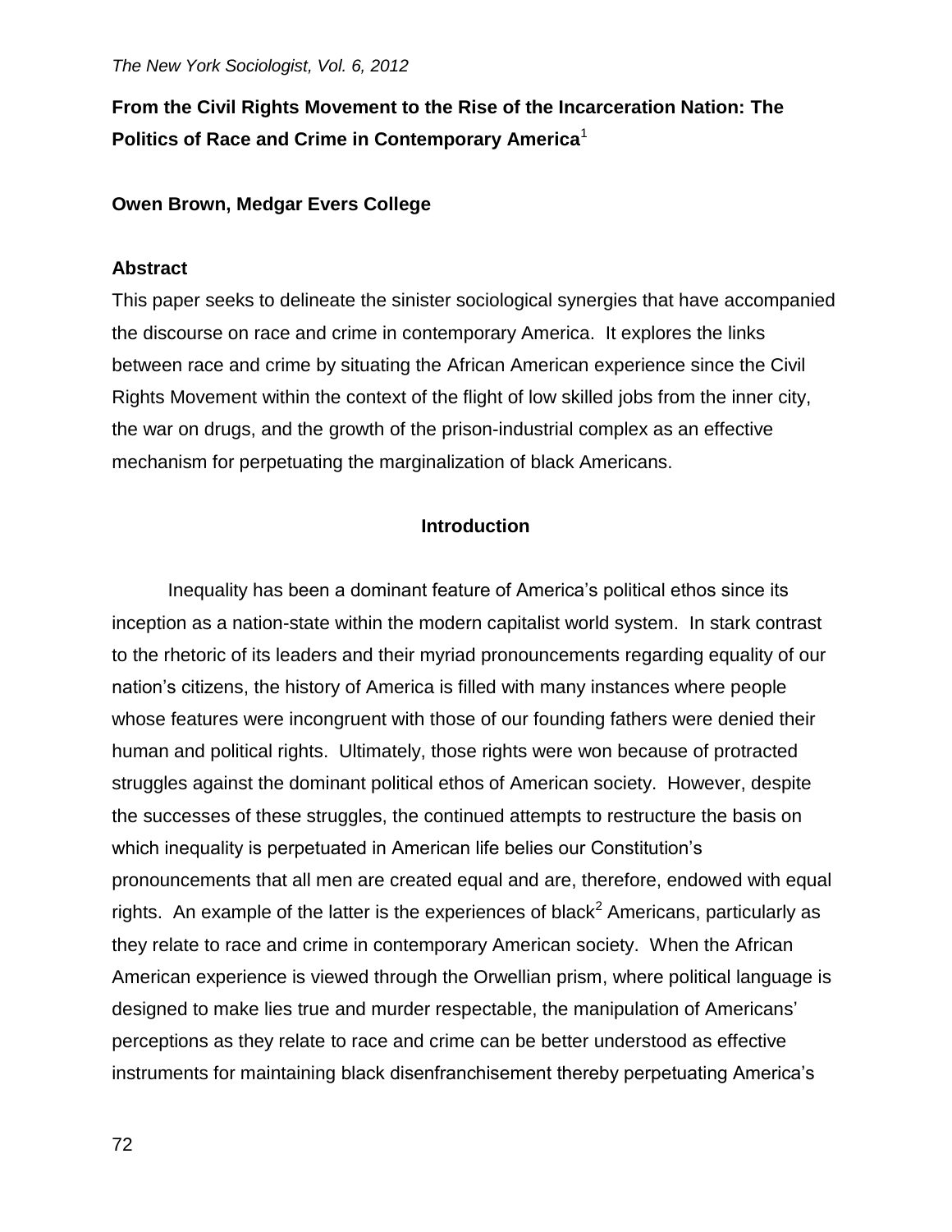*The New York Sociologist, Vol. 6, 2012*

# From the Civil Rights Movement to the Rise of the Incarceration Nation: The Politics of Race and Crime in Contemporary America[1]

**Owen Brown, Medgar Evers College**

## Abstract

This paper seeks to delineate the sinister sociological synergies that have accompanied the discourse on race and crime in contemporary America. It explores the links between race and crime by situating the African American experience since the Civil Rights Movement within the context of the flight of low skilled jobs from the inner city, the war on drugs, and the growth of the prison-industrial complex as an effective mechanism for perpetuating the marginalization of black Americans.

## Introduction

Inequality has been a dominant feature of America's political ethos since its inception as a nation-state within the modern capitalist world system. In stark contrast to the rhetoric of its leaders and their myriad pronouncements regarding equality of our nation's citizens, the history of America is filled with many instances where people whose features were incongruent with those of our founding fathers were denied their human and political rights. Ultimately, those rights were won because of protracted struggles against the dominant political ethos of American society. However, despite the successes of these struggles, the continued attempts to restructure the basis on which inequality is perpetuated in American life belies our Constitution's pronouncements that all men are created equal and are, therefore, endowed with equal rights. An example of the latter is the experiences of black[2] Americans, particularly as they relate to race and crime in contemporary American society. When the African American experience is viewed through the Orwellian prism, where political language is designed to make lies true and murder respectable, the manipulation of Americans' perceptions as they relate to race and crime can be better understood as effective instruments for maintaining black disenfranchisement thereby perpetuating America's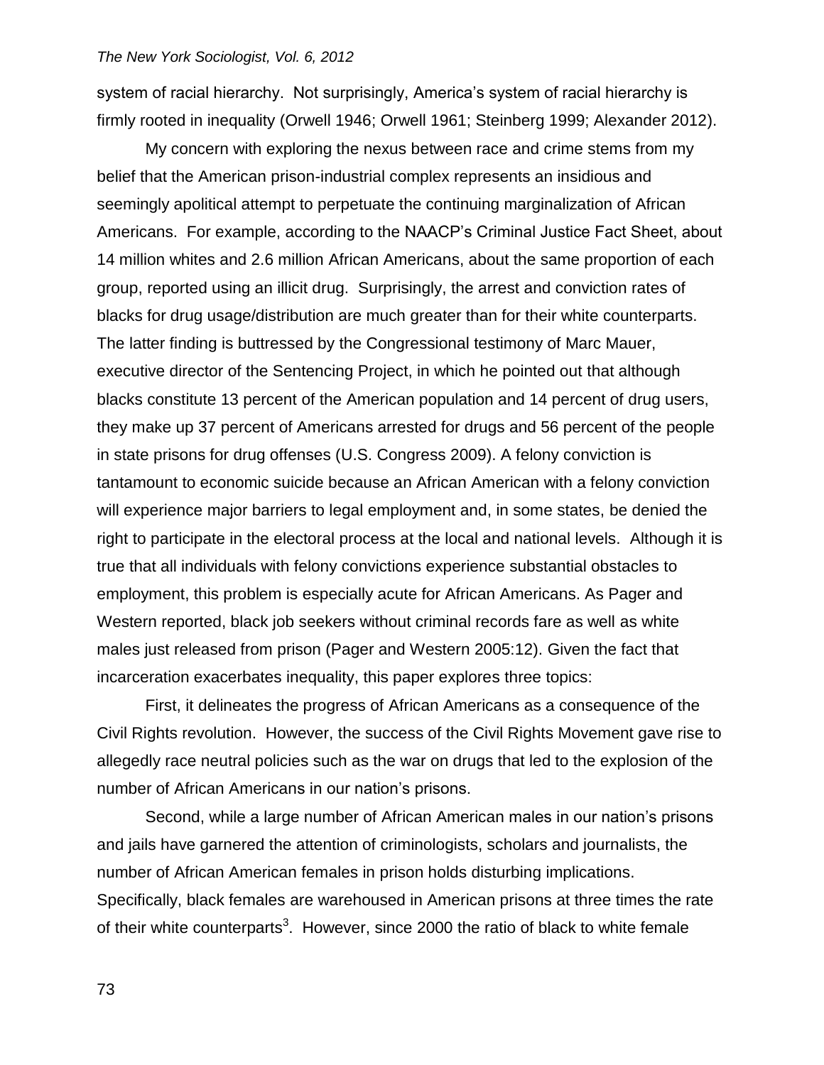system of racial hierarchy. Not surprisingly, America's system of racial hierarchy is firmly rooted in inequality (Orwell 1946; Orwell 1961; Steinberg 1999; Alexander 2012).

My concern with exploring the nexus between race and crime stems from my belief that the American prison-industrial complex represents an insidious and seemingly apolitical attempt to perpetuate the continuing marginalization of African Americans. For example, according to the NAACP's Criminal Justice Fact Sheet, about 14 million whites and 2.6 million African Americans, about the same proportion of each group, reported using an illicit drug. Surprisingly, the arrest and conviction rates of blacks for drug usage/distribution are much greater than for their white counterparts. The latter finding is buttressed by the Congressional testimony of Marc Mauer, executive director of the Sentencing Project, in which he pointed out that although blacks constitute 13 percent of the American population and 14 percent of drug users, they make up 37 percent of Americans arrested for drugs and 56 percent of the people in state prisons for drug offenses (U.S. Congress 2009). A felony conviction is tantamount to economic suicide because an African American with a felony conviction will experience major barriers to legal employment and, in some states, be denied the right to participate in the electoral process at the local and national levels. Although it is true that all individuals with felony convictions experience substantial obstacles to employment, this problem is especially acute for African Americans. As Pager and Western reported, black job seekers without criminal records fare as well as white males just released from prison (Pager and Western 2005:12). Given the fact that incarceration exacerbates inequality, this paper explores three topics:

First, it delineates the progress of African Americans as a consequence of the Civil Rights revolution. However, the success of the Civil Rights Movement gave rise to allegedly race neutral policies such as the war on drugs that led to the explosion of the number of African Americans in our nation's prisons.

Second, while a large number of African American males in our nation's prisons and jails have garnered the attention of criminologists, scholars and journalists, the number of African American females in prison holds disturbing implications. Specifically, black females are warehoused in American prisons at three times the rate of their white counterparts[3]. However, since 2000 the ratio of black to white female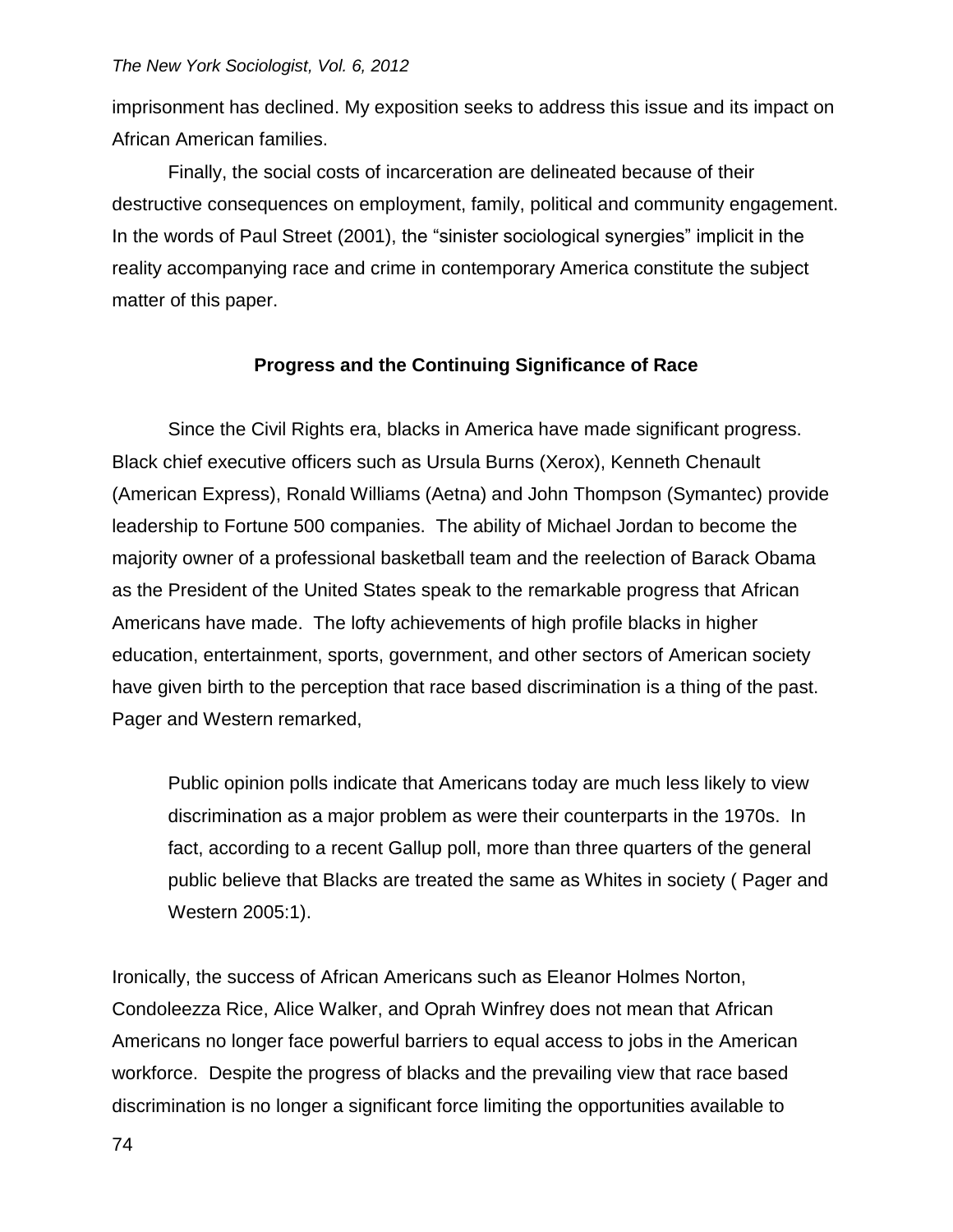imprisonment has declined. My exposition seeks to address this issue and its impact on African American families.

Finally, the social costs of incarceration are delineated because of their destructive consequences on employment, family, political and community engagement. In the words of Paul Street (2001), the "sinister sociological synergies" implicit in the reality accompanying race and crime in contemporary America constitute the subject matter of this paper.

## Progress and the Continuing Significance of Race

Since the Civil Rights era, blacks in America have made significant progress. Black chief executive officers such as Ursula Burns (Xerox), Kenneth Chenault (American Express), Ronald Williams (Aetna) and John Thompson (Symantec) provide leadership to Fortune 500 companies. The ability of Michael Jordan to become the majority owner of a professional basketball team and the reelection of Barack Obama as the President of the United States speak to the remarkable progress that African Americans have made. The lofty achievements of high profile blacks in higher education, entertainment, sports, government, and other sectors of American society have given birth to the perception that race based discrimination is a thing of the past. Pager and Western remarked,

> Public opinion polls indicate that Americans today are much less likely to view discrimination as a major problem as were their counterparts in the 1970s. In fact, according to a recent Gallup poll, more than three quarters of the general public believe that Blacks are treated the same as Whites in society ( Pager and Western 2005:1).

Ironically, the success of African Americans such as Eleanor Holmes Norton, Condoleezza Rice, Alice Walker, and Oprah Winfrey does not mean that African Americans no longer face powerful barriers to equal access to jobs in the American workforce. Despite the progress of blacks and the prevailing view that race based discrimination is no longer a significant force limiting the opportunities available to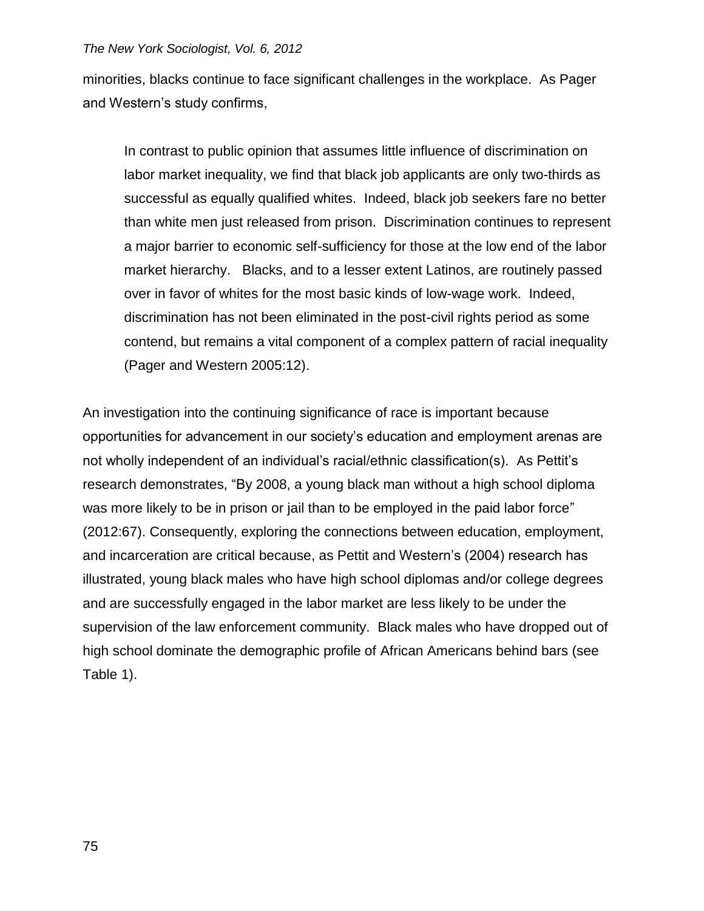minorities, blacks continue to face significant challenges in the workplace. As Pager and Western's study confirms,

> In contrast to public opinion that assumes little influence of discrimination on labor market inequality, we find that black job applicants are only two-thirds as successful as equally qualified whites. Indeed, black job seekers fare no better than white men just released from prison. Discrimination continues to represent a major barrier to economic self-sufficiency for those at the low end of the labor market hierarchy. Blacks, and to a lesser extent Latinos, are routinely passed over in favor of whites for the most basic kinds of low-wage work. Indeed, discrimination has not been eliminated in the post-civil rights period as some contend, but remains a vital component of a complex pattern of racial inequality (Pager and Western 2005:12).

An investigation into the continuing significance of race is important because opportunities for advancement in our society's education and employment arenas are not wholly independent of an individual's racial/ethnic classification(s). As Pettit's research demonstrates, "By 2008, a young black man without a high school diploma was more likely to be in prison or jail than to be employed in the paid labor force" (2012:67). Consequently, exploring the connections between education, employment, and incarceration are critical because, as Pettit and Western's (2004) research has illustrated, young black males who have high school diplomas and/or college degrees and are successfully engaged in the labor market are less likely to be under the supervision of the law enforcement community. Black males who have dropped out of high school dominate the demographic profile of African Americans behind bars (see Table 1).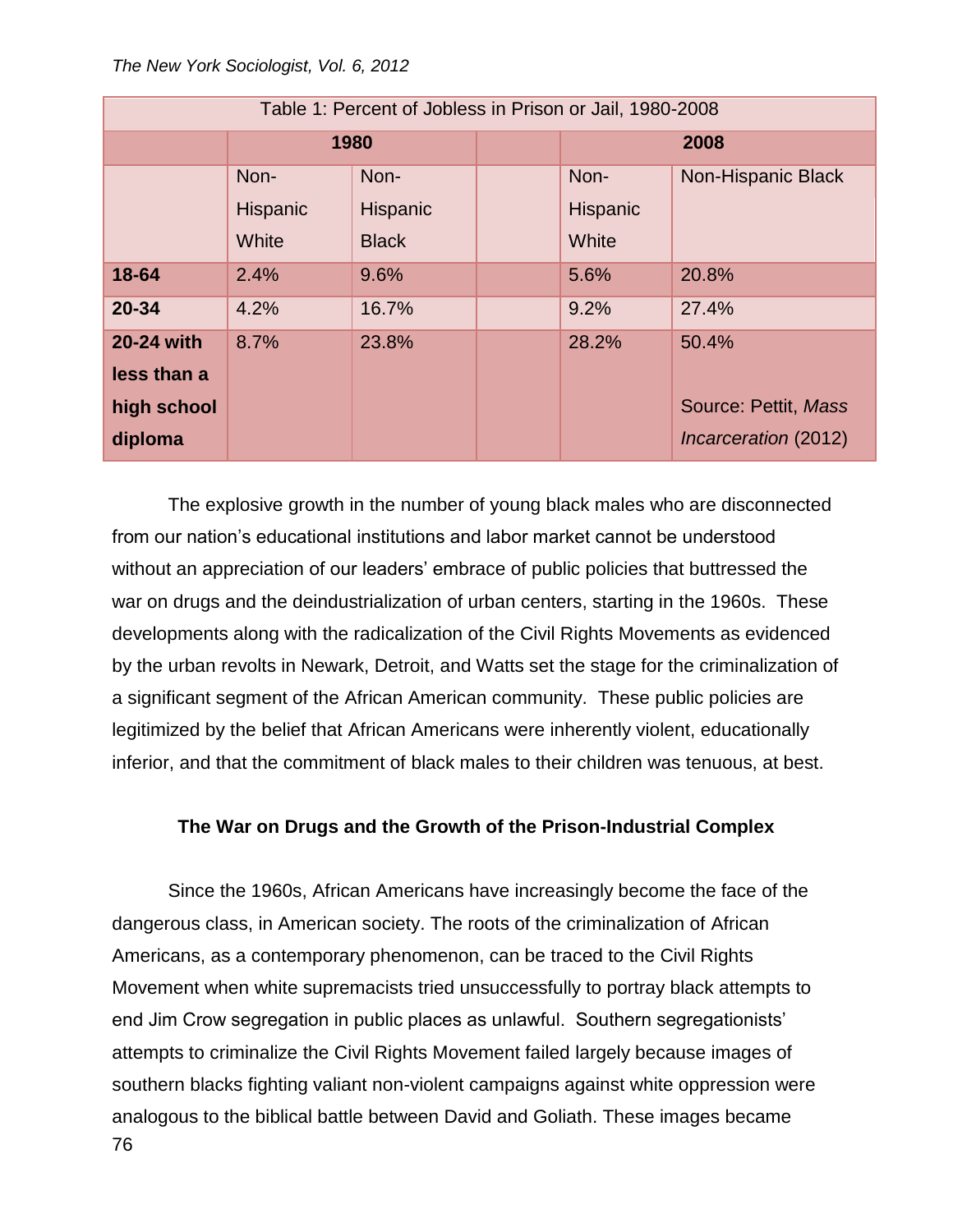| Table 1: Percent of Jobless in Prison or Jail, 1980-2008 | | | | | |
|---|---|---|---|---|---|
| | 1980 | | | 2008 | |
| | Non-Hispanic White | Non-Hispanic Black | | Non-Hispanic White | Non-Hispanic Black |
| **18-64** | 2.4% | 9.6% | | 5.6% | 20.8% |
| **20-34** | 4.2% | 16.7% | | 9.2% | 27.4% |
| **20-24 with less than a high school diploma** | 8.7% | 23.8% | | 28.2% | 50.4% |

Source: Pettit, *Mass Incarceration* (2012)

The explosive growth in the number of young black males who are disconnected from our nation's educational institutions and labor market cannot be understood without an appreciation of our leaders' embrace of public policies that buttressed the war on drugs and the deindustrialization of urban centers, starting in the 1960s. These developments along with the radicalization of the Civil Rights Movements as evidenced by the urban revolts in Newark, Detroit, and Watts set the stage for the criminalization of a significant segment of the African American community. These public policies are legitimized by the belief that African Americans were inherently violent, educationally inferior, and that the commitment of black males to their children was tenuous, at best.

### The War on Drugs and the Growth of the Prison-Industrial Complex

Since the 1960s, African Americans have increasingly become the face of the dangerous class, in American society. The roots of the criminalization of African Americans, as a contemporary phenomenon, can be traced to the Civil Rights Movement when white supremacists tried unsuccessfully to portray black attempts to end Jim Crow segregation in public places as unlawful. Southern segregationists' attempts to criminalize the Civil Rights Movement failed largely because images of southern blacks fighting valiant non-violent campaigns against white oppression were analogous to the biblical battle between David and Goliath. These images became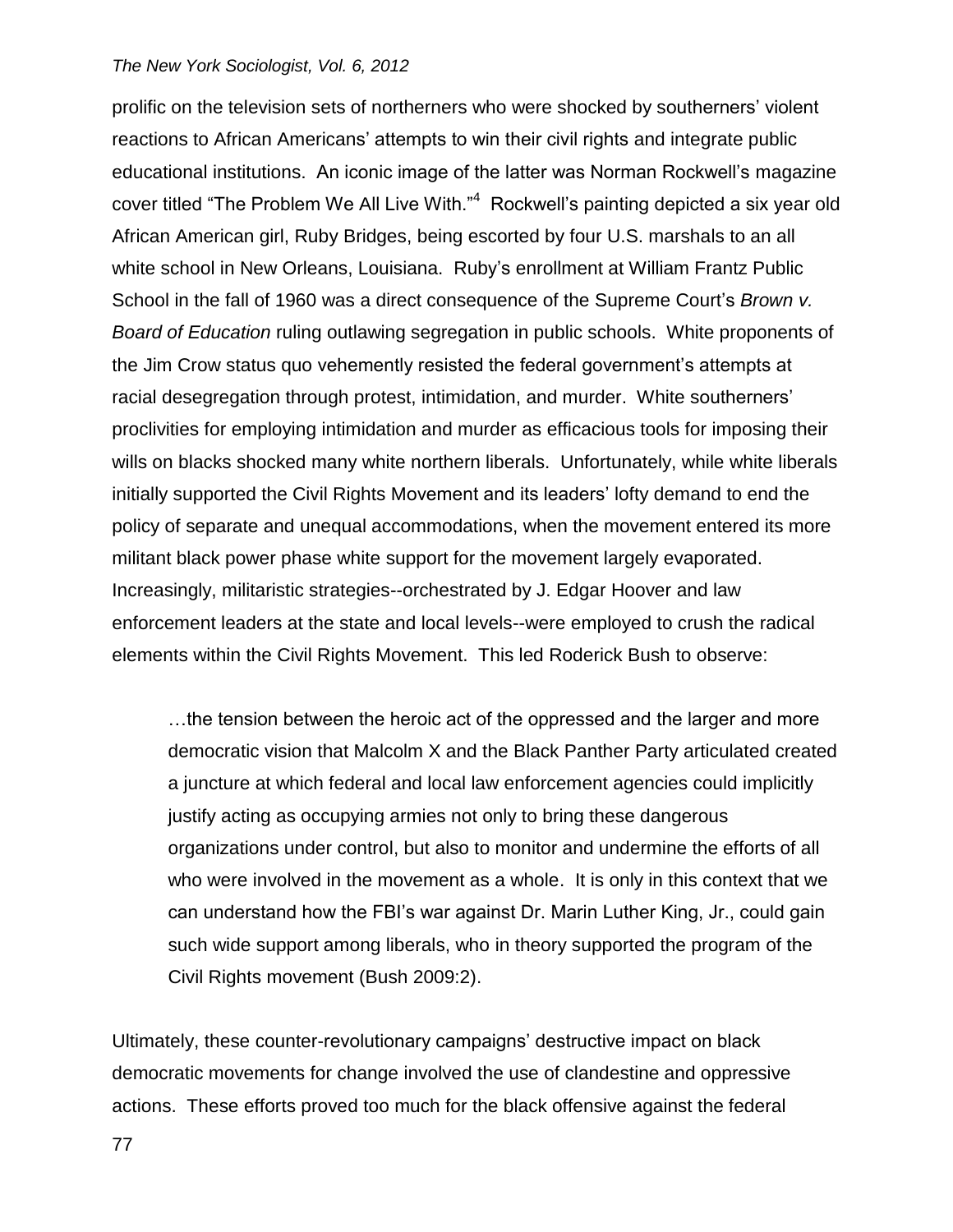prolific on the television sets of northerners who were shocked by southerners' violent reactions to African Americans' attempts to win their civil rights and integrate public educational institutions. An iconic image of the latter was Norman Rockwell's magazine cover titled "The Problem We All Live With."[4] Rockwell's painting depicted a six year old African American girl, Ruby Bridges, being escorted by four U.S. marshals to an all white school in New Orleans, Louisiana. Ruby's enrollment at William Frantz Public School in the fall of 1960 was a direct consequence of the Supreme Court's *Brown v. Board of Education* ruling outlawing segregation in public schools. White proponents of the Jim Crow status quo vehemently resisted the federal government's attempts at racial desegregation through protest, intimidation, and murder. White southerners' proclivities for employing intimidation and murder as efficacious tools for imposing their wills on blacks shocked many white northern liberals. Unfortunately, while white liberals initially supported the Civil Rights Movement and its leaders' lofty demand to end the policy of separate and unequal accommodations, when the movement entered its more militant black power phase white support for the movement largely evaporated. Increasingly, militaristic strategies--orchestrated by J. Edgar Hoover and law enforcement leaders at the state and local levels--were employed to crush the radical elements within the Civil Rights Movement. This led Roderick Bush to observe:

> …the tension between the heroic act of the oppressed and the larger and more democratic vision that Malcolm X and the Black Panther Party articulated created a juncture at which federal and local law enforcement agencies could implicitly justify acting as occupying armies not only to bring these dangerous organizations under control, but also to monitor and undermine the efforts of all who were involved in the movement as a whole. It is only in this context that we can understand how the FBI's war against Dr. Marin Luther King, Jr., could gain such wide support among liberals, who in theory supported the program of the Civil Rights movement (Bush 2009:2).

Ultimately, these counter-revolutionary campaigns' destructive impact on black democratic movements for change involved the use of clandestine and oppressive actions. These efforts proved too much for the black offensive against the federal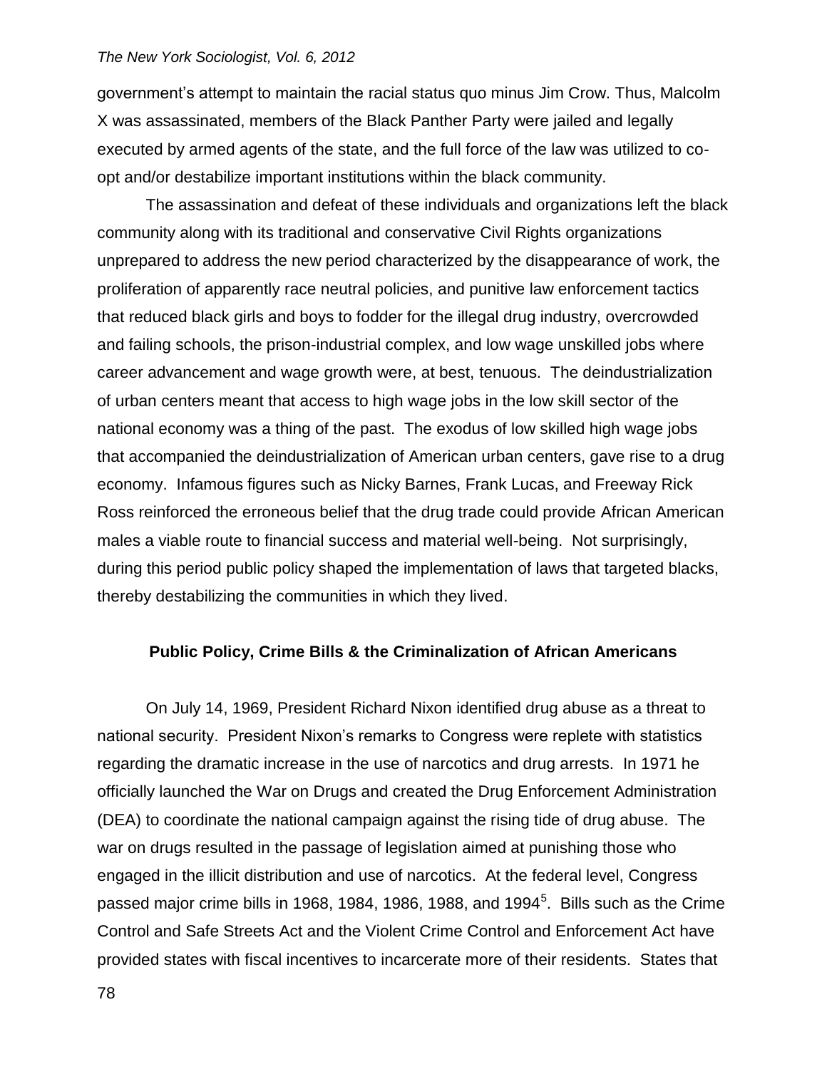government's attempt to maintain the racial status quo minus Jim Crow. Thus, Malcolm X was assassinated, members of the Black Panther Party were jailed and legally executed by armed agents of the state, and the full force of the law was utilized to co-opt and/or destabilize important institutions within the black community.

The assassination and defeat of these individuals and organizations left the black community along with its traditional and conservative Civil Rights organizations unprepared to address the new period characterized by the disappearance of work, the proliferation of apparently race neutral policies, and punitive law enforcement tactics that reduced black girls and boys to fodder for the illegal drug industry, overcrowded and failing schools, the prison-industrial complex, and low wage unskilled jobs where career advancement and wage growth were, at best, tenuous. The deindustrialization of urban centers meant that access to high wage jobs in the low skill sector of the national economy was a thing of the past. The exodus of low skilled high wage jobs that accompanied the deindustrialization of American urban centers, gave rise to a drug economy. Infamous figures such as Nicky Barnes, Frank Lucas, and Freeway Rick Ross reinforced the erroneous belief that the drug trade could provide African American males a viable route to financial success and material well-being. Not surprisingly, during this period public policy shaped the implementation of laws that targeted blacks, thereby destabilizing the communities in which they lived.

### Public Policy, Crime Bills & the Criminalization of African Americans

On July 14, 1969, President Richard Nixon identified drug abuse as a threat to national security. President Nixon's remarks to Congress were replete with statistics regarding the dramatic increase in the use of narcotics and drug arrests. In 1971 he officially launched the War on Drugs and created the Drug Enforcement Administration (DEA) to coordinate the national campaign against the rising tide of drug abuse. The war on drugs resulted in the passage of legislation aimed at punishing those who engaged in the illicit distribution and use of narcotics. At the federal level, Congress passed major crime bills in 1968, 1984, 1986, 1988, and 1994[5]. Bills such as the Crime Control and Safe Streets Act and the Violent Crime Control and Enforcement Act have provided states with fiscal incentives to incarcerate more of their residents. States that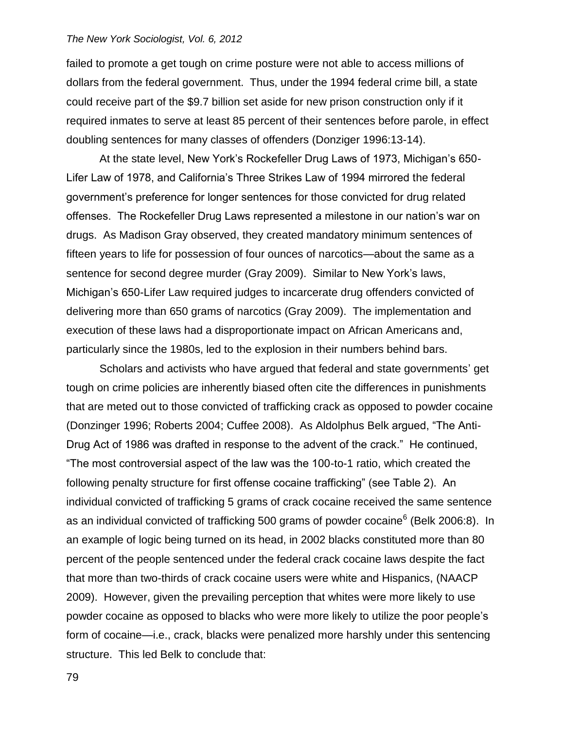failed to promote a get tough on crime posture were not able to access millions of dollars from the federal government. Thus, under the 1994 federal crime bill, a state could receive part of the $9.7 billion set aside for new prison construction only if it required inmates to serve at least 85 percent of their sentences before parole, in effect doubling sentences for many classes of offenders (Donziger 1996:13-14).

At the state level, New York's Rockefeller Drug Laws of 1973, Michigan's 650-Lifer Law of 1978, and California's Three Strikes Law of 1994 mirrored the federal government's preference for longer sentences for those convicted for drug related offenses. The Rockefeller Drug Laws represented a milestone in our nation's war on drugs. As Madison Gray observed, they created mandatory minimum sentences of fifteen years to life for possession of four ounces of narcotics—about the same as a sentence for second degree murder (Gray 2009). Similar to New York's laws, Michigan's 650-Lifer Law required judges to incarcerate drug offenders convicted of delivering more than 650 grams of narcotics (Gray 2009). The implementation and execution of these laws had a disproportionate impact on African Americans and, particularly since the 1980s, led to the explosion in their numbers behind bars.

Scholars and activists who have argued that federal and state governments' get tough on crime policies are inherently biased often cite the differences in punishments that are meted out to those convicted of trafficking crack as opposed to powder cocaine (Donzinger 1996; Roberts 2004; Cuffee 2008). As Aldolphus Belk argued, "The Anti-Drug Act of 1986 was drafted in response to the advent of the crack." He continued, "The most controversial aspect of the law was the 100-to-1 ratio, which created the following penalty structure for first offense cocaine trafficking" (see Table 2). An individual convicted of trafficking 5 grams of crack cocaine received the same sentence as an individual convicted of trafficking 500 grams of powder cocaine[6] (Belk 2006:8). In an example of logic being turned on its head, in 2002 blacks constituted more than 80 percent of the people sentenced under the federal crack cocaine laws despite the fact that more than two-thirds of crack cocaine users were white and Hispanics, (NAACP 2009). However, given the prevailing perception that whites were more likely to use powder cocaine as opposed to blacks who were more likely to utilize the poor people's form of cocaine—i.e., crack, blacks were penalized more harshly under this sentencing structure. This led Belk to conclude that: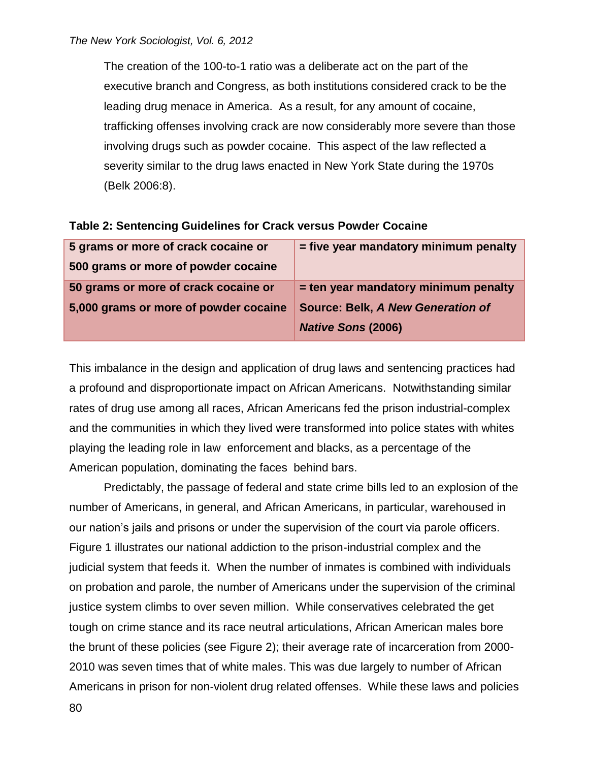The creation of the 100-to-1 ratio was a deliberate act on the part of the executive branch and Congress, as both institutions considered crack to be the leading drug menace in America. As a result, for any amount of cocaine, trafficking offenses involving crack are now considerably more severe than those involving drugs such as powder cocaine. This aspect of the law reflected a severity similar to the drug laws enacted in New York State during the 1970s (Belk 2006:8).

**Table 2: Sentencing Guidelines for Crack versus Powder Cocaine**

| | |
|---|---|
| **5 grams or more of crack cocaine or 500 grams or more of powder cocaine** | **= five year mandatory minimum penalty** |
| **50 grams or more of crack cocaine or 5,000 grams or more of powder cocaine** | **= ten year mandatory minimum penalty Source: Belk, *A New Generation of Native Sons* (2006)** |

This imbalance in the design and application of drug laws and sentencing practices had a profound and disproportionate impact on African Americans. Notwithstanding similar rates of drug use among all races, African Americans fed the prison industrial-complex and the communities in which they lived were transformed into police states with whites playing the leading role in law enforcement and blacks, as a percentage of the American population, dominating the faces behind bars.

Predictably, the passage of federal and state crime bills led to an explosion of the number of Americans, in general, and African Americans, in particular, warehoused in our nation's jails and prisons or under the supervision of the court via parole officers. Figure 1 illustrates our national addiction to the prison-industrial complex and the judicial system that feeds it. When the number of inmates is combined with individuals on probation and parole, the number of Americans under the supervision of the criminal justice system climbs to over seven million. While conservatives celebrated the get tough on crime stance and its race neutral articulations, African American males bore the brunt of these policies (see Figure 2); their average rate of incarceration from 2000-2010 was seven times that of white males. This was due largely to number of African Americans in prison for non-violent drug related offenses. While these laws and policies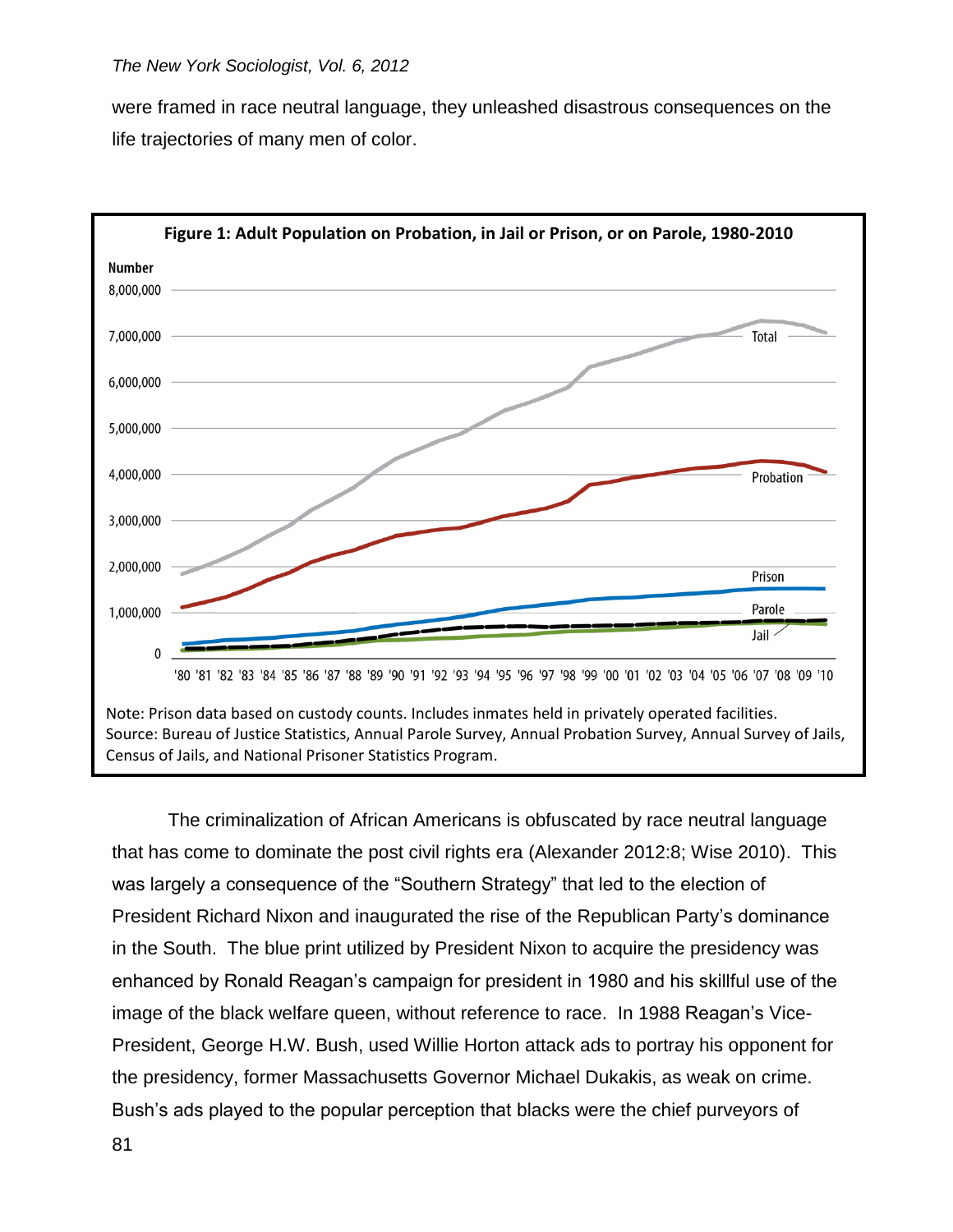were framed in race neutral language, they unleashed disastrous consequences on the life trajectories of many men of color.

**Figure 1: Adult Population on Probation, in Jail or Prison, or on Parole, 1980-2010**

Note: Prison data based on custody counts. Includes inmates held in privately operated facilities.
Source: Bureau of Justice Statistics, Annual Parole Survey, Annual Probation Survey, Annual Survey of Jails, Census of Jails, and National Prisoner Statistics Program.

The criminalization of African Americans is obfuscated by race neutral language that has come to dominate the post civil rights era (Alexander 2012:8; Wise 2010). This was largely a consequence of the "Southern Strategy" that led to the election of President Richard Nixon and inaugurated the rise of the Republican Party's dominance in the South. The blue print utilized by President Nixon to acquire the presidency was enhanced by Ronald Reagan's campaign for president in 1980 and his skillful use of the image of the black welfare queen, without reference to race. In 1988 Reagan's Vice-President, George H.W. Bush, used Willie Horton attack ads to portray his opponent for the presidency, former Massachusetts Governor Michael Dukakis, as weak on crime. Bush's ads played to the popular perception that blacks were the chief purveyors of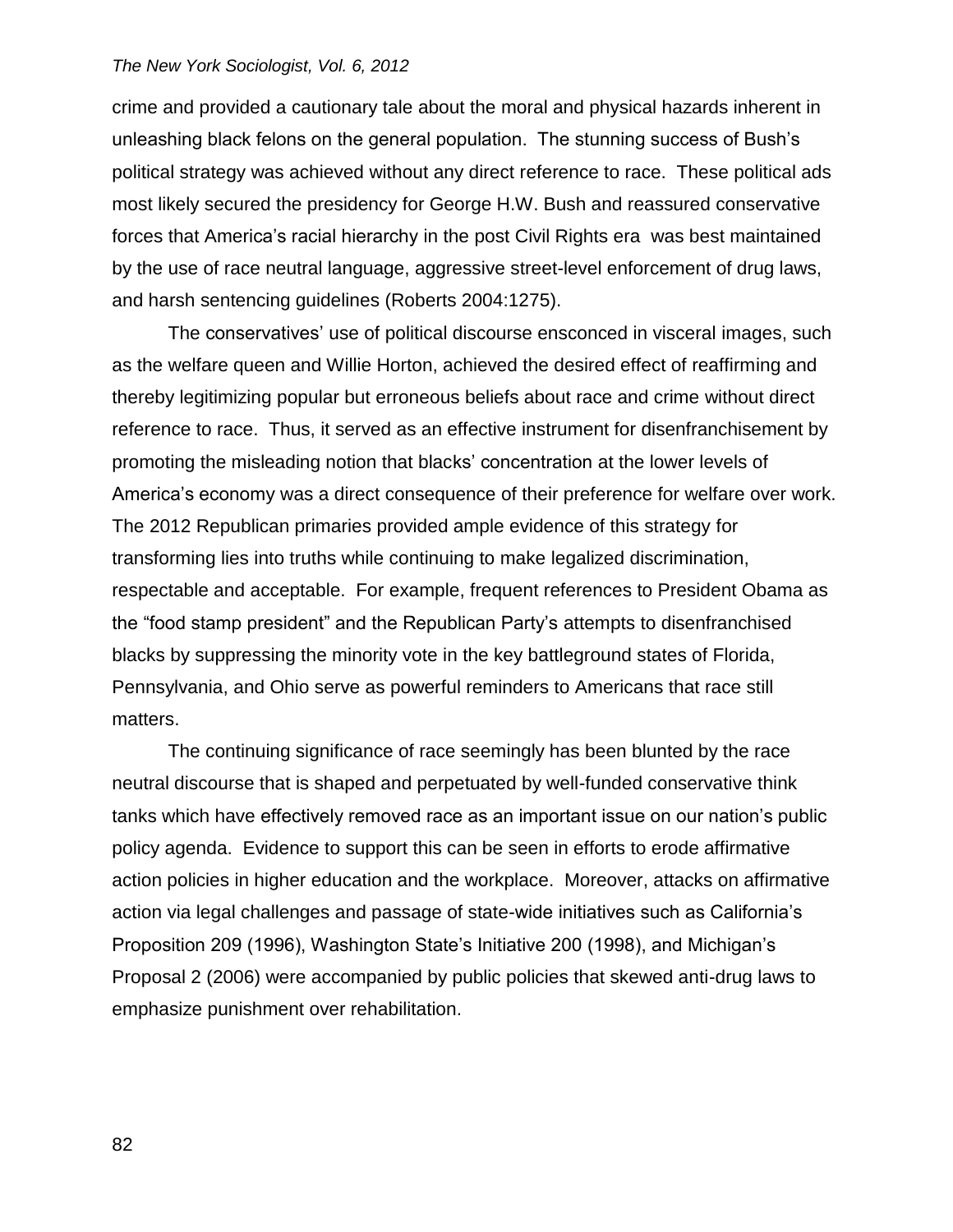crime and provided a cautionary tale about the moral and physical hazards inherent in unleashing black felons on the general population. The stunning success of Bush's political strategy was achieved without any direct reference to race. These political ads most likely secured the presidency for George H.W. Bush and reassured conservative forces that America's racial hierarchy in the post Civil Rights era was best maintained by the use of race neutral language, aggressive street-level enforcement of drug laws, and harsh sentencing guidelines (Roberts 2004:1275).

The conservatives' use of political discourse ensconced in visceral images, such as the welfare queen and Willie Horton, achieved the desired effect of reaffirming and thereby legitimizing popular but erroneous beliefs about race and crime without direct reference to race. Thus, it served as an effective instrument for disenfranchisement by promoting the misleading notion that blacks' concentration at the lower levels of America's economy was a direct consequence of their preference for welfare over work. The 2012 Republican primaries provided ample evidence of this strategy for transforming lies into truths while continuing to make legalized discrimination, respectable and acceptable. For example, frequent references to President Obama as the "food stamp president" and the Republican Party's attempts to disenfranchised blacks by suppressing the minority vote in the key battleground states of Florida, Pennsylvania, and Ohio serve as powerful reminders to Americans that race still matters.

The continuing significance of race seemingly has been blunted by the race neutral discourse that is shaped and perpetuated by well-funded conservative think tanks which have effectively removed race as an important issue on our nation's public policy agenda. Evidence to support this can be seen in efforts to erode affirmative action policies in higher education and the workplace. Moreover, attacks on affirmative action via legal challenges and passage of state-wide initiatives such as California's Proposition 209 (1996), Washington State's Initiative 200 (1998), and Michigan's Proposal 2 (2006) were accompanied by public policies that skewed anti-drug laws to emphasize punishment over rehabilitation.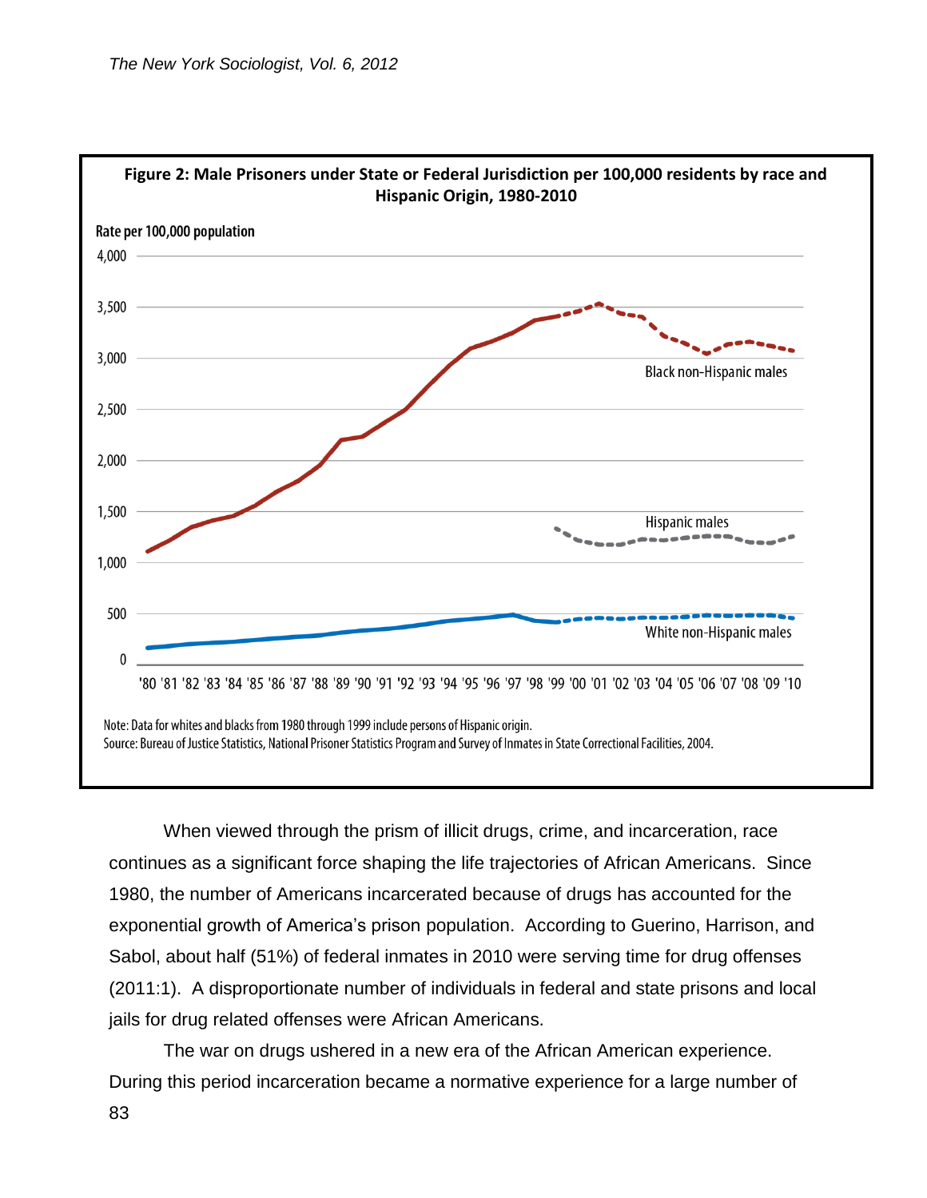**Figure 2: Male Prisoners under State or Federal Jurisdiction per 100,000 residents by race and Hispanic Origin, 1980-2010**

Note: Data for whites and blacks from 1980 through 1999 include persons of Hispanic origin.
Source: Bureau of Justice Statistics, National Prisoner Statistics Program and Survey of Inmates in State Correctional Facilities, 2004.

When viewed through the prism of illicit drugs, crime, and incarceration, race continues as a significant force shaping the life trajectories of African Americans. Since 1980, the number of Americans incarcerated because of drugs has accounted for the exponential growth of America's prison population. According to Guerino, Harrison, and Sabol, about half (51%) of federal inmates in 2010 were serving time for drug offenses (2011:1). A disproportionate number of individuals in federal and state prisons and local jails for drug related offenses were African Americans.

The war on drugs ushered in a new era of the African American experience. During this period incarceration became a normative experience for a large number of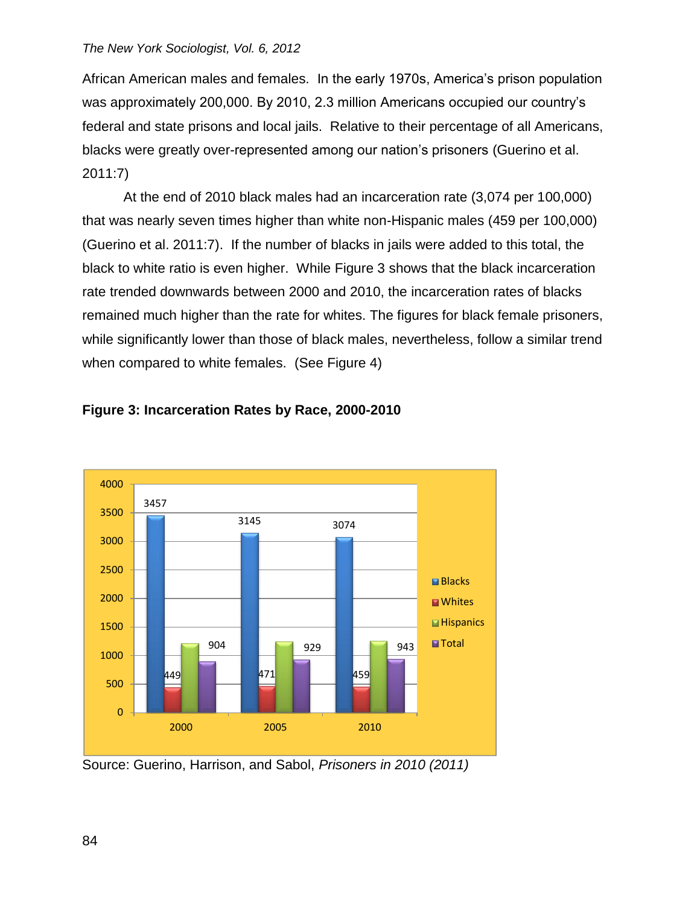African American males and females. In the early 1970s, America's prison population was approximately 200,000. By 2010, 2.3 million Americans occupied our country's federal and state prisons and local jails. Relative to their percentage of all Americans, blacks were greatly over-represented among our nation's prisoners (Guerino et al. 2011:7)

At the end of 2010 black males had an incarceration rate (3,074 per 100,000) that was nearly seven times higher than white non-Hispanic males (459 per 100,000) (Guerino et al. 2011:7). If the number of blacks in jails were added to this total, the black to white ratio is even higher. While Figure 3 shows that the black incarceration rate trended downwards between 2000 and 2010, the incarceration rates of blacks remained much higher than the rate for whites. The figures for black female prisoners, while significantly lower than those of black males, nevertheless, follow a similar trend when compared to white females. (See Figure 4)

**Figure 3: Incarceration Rates by Race, 2000-2010**

| Year | Blacks | Whites | Hispanics | Total |
|---|---|---|---|---|
| 2000 | 3457 | 449 | | 904 |
| 2005 | 3145 | 471 | | 929 |
| 2010 | 3074 | 459 | | 943 |

Source: Guerino, Harrison, and Sabol, *Prisoners in 2010 (2011)*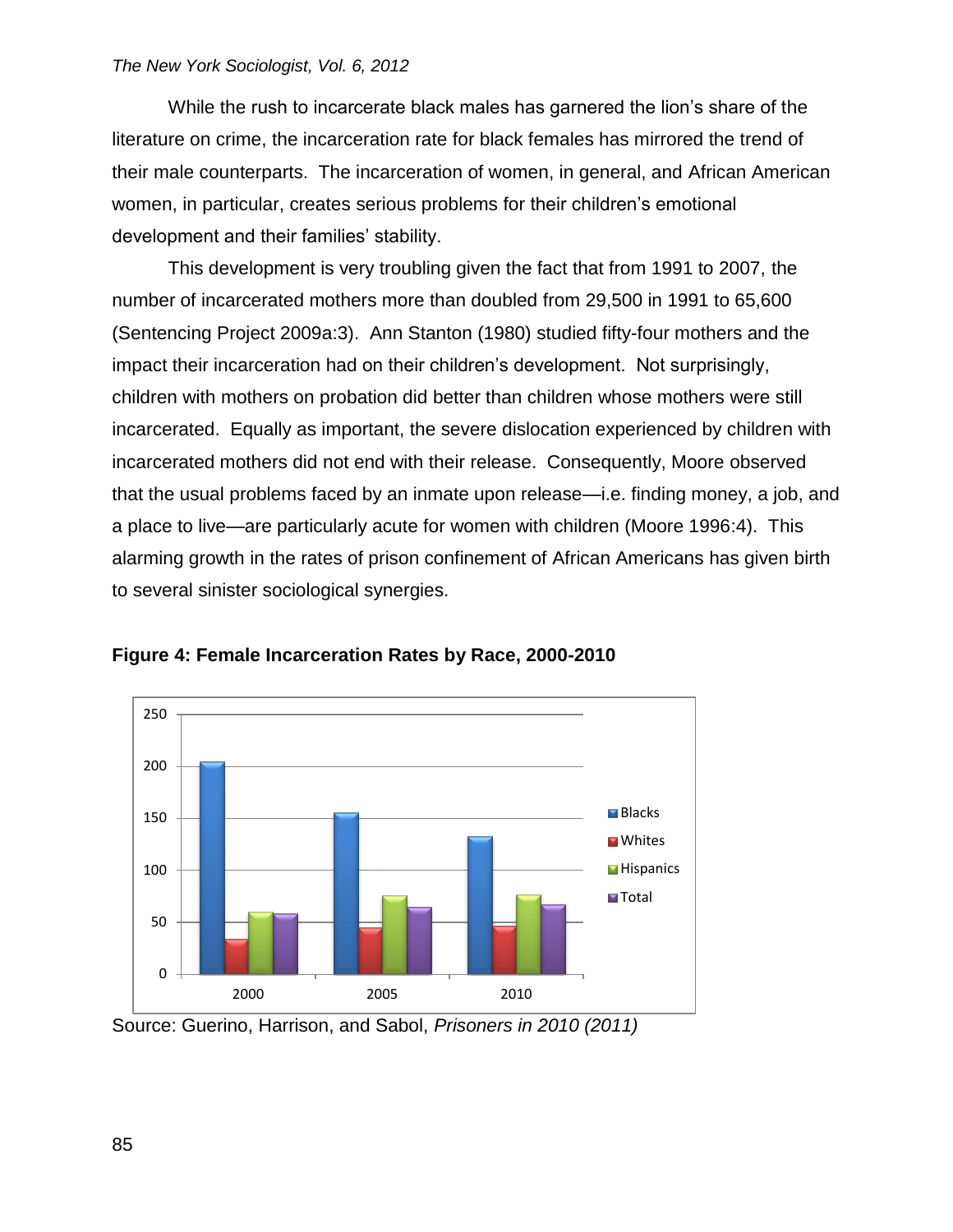While the rush to incarcerate black males has garnered the lion's share of the literature on crime, the incarceration rate for black females has mirrored the trend of their male counterparts. The incarceration of women, in general, and African American women, in particular, creates serious problems for their children's emotional development and their families' stability.

This development is very troubling given the fact that from 1991 to 2007, the number of incarcerated mothers more than doubled from 29,500 in 1991 to 65,600 (Sentencing Project 2009a:3). Ann Stanton (1980) studied fifty-four mothers and the impact their incarceration had on their children's development. Not surprisingly, children with mothers on probation did better than children whose mothers were still incarcerated. Equally as important, the severe dislocation experienced by children with incarcerated mothers did not end with their release. Consequently, Moore observed that the usual problems faced by an inmate upon release—i.e. finding money, a job, and a place to live—are particularly acute for women with children (Moore 1996:4). This alarming growth in the rates of prison confinement of African Americans has given birth to several sinister sociological synergies.

**Figure 4: Female Incarceration Rates by Race, 2000-2010**

Source: Guerino, Harrison, and Sabol, *Prisoners in 2010 (2011)*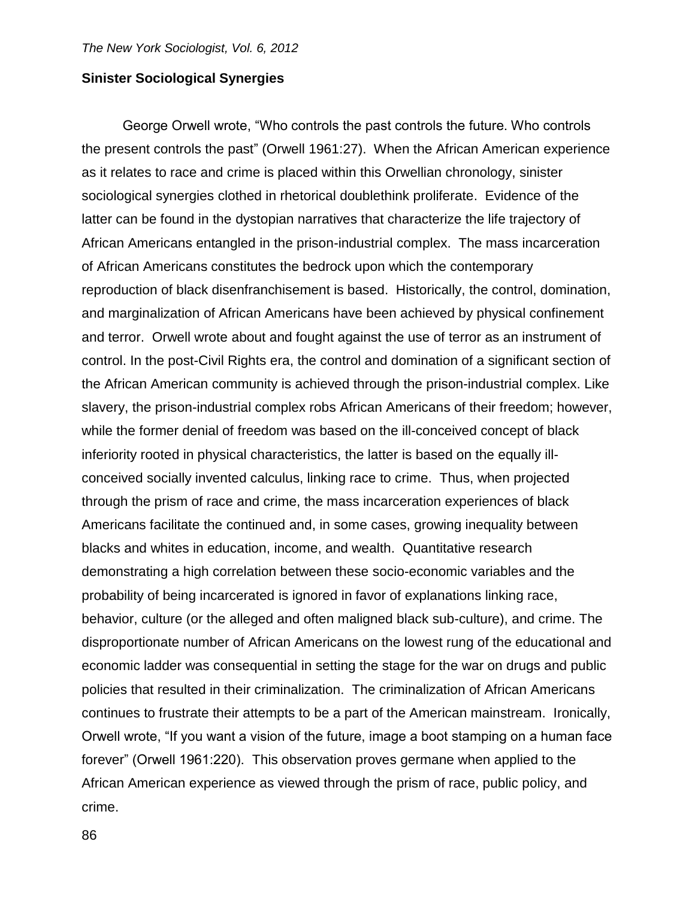## Sinister Sociological Synergies

George Orwell wrote, "Who controls the past controls the future. Who controls the present controls the past" (Orwell 1961:27). When the African American experience as it relates to race and crime is placed within this Orwellian chronology, sinister sociological synergies clothed in rhetorical doublethink proliferate. Evidence of the latter can be found in the dystopian narratives that characterize the life trajectory of African Americans entangled in the prison-industrial complex. The mass incarceration of African Americans constitutes the bedrock upon which the contemporary reproduction of black disenfranchisement is based. Historically, the control, domination, and marginalization of African Americans have been achieved by physical confinement and terror. Orwell wrote about and fought against the use of terror as an instrument of control. In the post-Civil Rights era, the control and domination of a significant section of the African American community is achieved through the prison-industrial complex. Like slavery, the prison-industrial complex robs African Americans of their freedom; however, while the former denial of freedom was based on the ill-conceived concept of black inferiority rooted in physical characteristics, the latter is based on the equally ill-conceived socially invented calculus, linking race to crime. Thus, when projected through the prism of race and crime, the mass incarceration experiences of black Americans facilitate the continued and, in some cases, growing inequality between blacks and whites in education, income, and wealth. Quantitative research demonstrating a high correlation between these socio-economic variables and the probability of being incarcerated is ignored in favor of explanations linking race, behavior, culture (or the alleged and often maligned black sub-culture), and crime. The disproportionate number of African Americans on the lowest rung of the educational and economic ladder was consequential in setting the stage for the war on drugs and public policies that resulted in their criminalization. The criminalization of African Americans continues to frustrate their attempts to be a part of the American mainstream. Ironically, Orwell wrote, "If you want a vision of the future, image a boot stamping on a human face forever" (Orwell 1961:220). This observation proves germane when applied to the African American experience as viewed through the prism of race, public policy, and crime.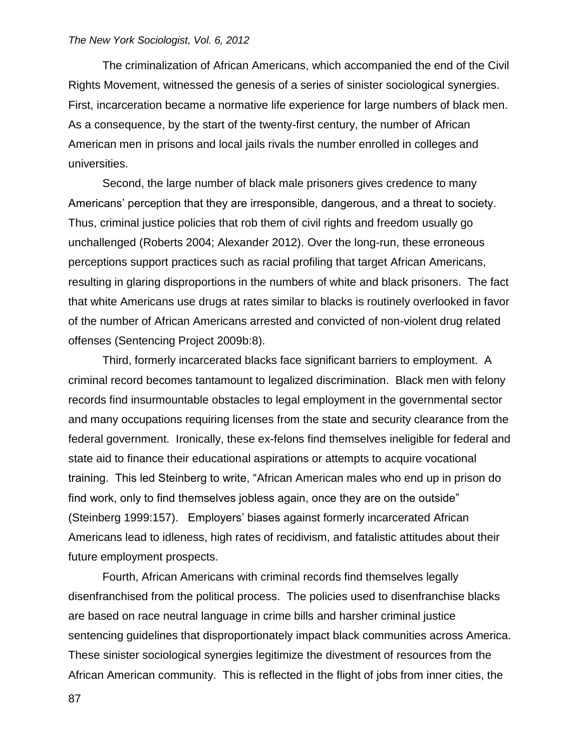The criminalization of African Americans, which accompanied the end of the Civil Rights Movement, witnessed the genesis of a series of sinister sociological synergies. First, incarceration became a normative life experience for large numbers of black men. As a consequence, by the start of the twenty-first century, the number of African American men in prisons and local jails rivals the number enrolled in colleges and universities.

Second, the large number of black male prisoners gives credence to many Americans' perception that they are irresponsible, dangerous, and a threat to society. Thus, criminal justice policies that rob them of civil rights and freedom usually go unchallenged (Roberts 2004; Alexander 2012). Over the long-run, these erroneous perceptions support practices such as racial profiling that target African Americans, resulting in glaring disproportions in the numbers of white and black prisoners. The fact that white Americans use drugs at rates similar to blacks is routinely overlooked in favor of the number of African Americans arrested and convicted of non-violent drug related offenses (Sentencing Project 2009b:8).

Third, formerly incarcerated blacks face significant barriers to employment. A criminal record becomes tantamount to legalized discrimination. Black men with felony records find insurmountable obstacles to legal employment in the governmental sector and many occupations requiring licenses from the state and security clearance from the federal government. Ironically, these ex-felons find themselves ineligible for federal and state aid to finance their educational aspirations or attempts to acquire vocational training. This led Steinberg to write, "African American males who end up in prison do find work, only to find themselves jobless again, once they are on the outside" (Steinberg 1999:157). Employers' biases against formerly incarcerated African Americans lead to idleness, high rates of recidivism, and fatalistic attitudes about their future employment prospects.

Fourth, African Americans with criminal records find themselves legally disenfranchised from the political process. The policies used to disenfranchise blacks are based on race neutral language in crime bills and harsher criminal justice sentencing guidelines that disproportionately impact black communities across America. These sinister sociological synergies legitimize the divestment of resources from the African American community. This is reflected in the flight of jobs from inner cities, the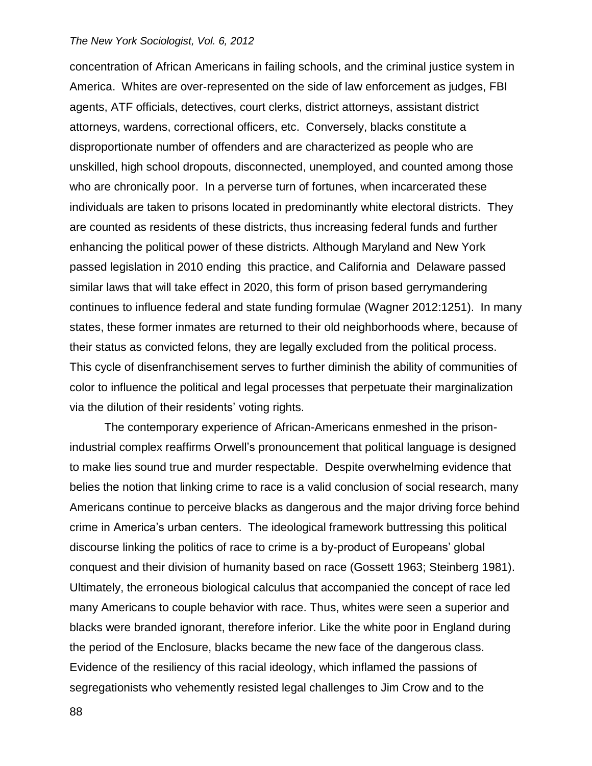concentration of African Americans in failing schools, and the criminal justice system in America. Whites are over-represented on the side of law enforcement as judges, FBI agents, ATF officials, detectives, court clerks, district attorneys, assistant district attorneys, wardens, correctional officers, etc. Conversely, blacks constitute a disproportionate number of offenders and are characterized as people who are unskilled, high school dropouts, disconnected, unemployed, and counted among those who are chronically poor. In a perverse turn of fortunes, when incarcerated these individuals are taken to prisons located in predominantly white electoral districts. They are counted as residents of these districts, thus increasing federal funds and further enhancing the political power of these districts. Although Maryland and New York passed legislation in 2010 ending this practice, and California and Delaware passed similar laws that will take effect in 2020, this form of prison based gerrymandering continues to influence federal and state funding formulae (Wagner 2012:1251). In many states, these former inmates are returned to their old neighborhoods where, because of their status as convicted felons, they are legally excluded from the political process. This cycle of disenfranchisement serves to further diminish the ability of communities of color to influence the political and legal processes that perpetuate their marginalization via the dilution of their residents' voting rights.

The contemporary experience of African-Americans enmeshed in the prison-industrial complex reaffirms Orwell's pronouncement that political language is designed to make lies sound true and murder respectable. Despite overwhelming evidence that belies the notion that linking crime to race is a valid conclusion of social research, many Americans continue to perceive blacks as dangerous and the major driving force behind crime in America's urban centers. The ideological framework buttressing this political discourse linking the politics of race to crime is a by-product of Europeans' global conquest and their division of humanity based on race (Gossett 1963; Steinberg 1981). Ultimately, the erroneous biological calculus that accompanied the concept of race led many Americans to couple behavior with race. Thus, whites were seen a superior and blacks were branded ignorant, therefore inferior. Like the white poor in England during the period of the Enclosure, blacks became the new face of the dangerous class. Evidence of the resiliency of this racial ideology, which inflamed the passions of segregationists who vehemently resisted legal challenges to Jim Crow and to the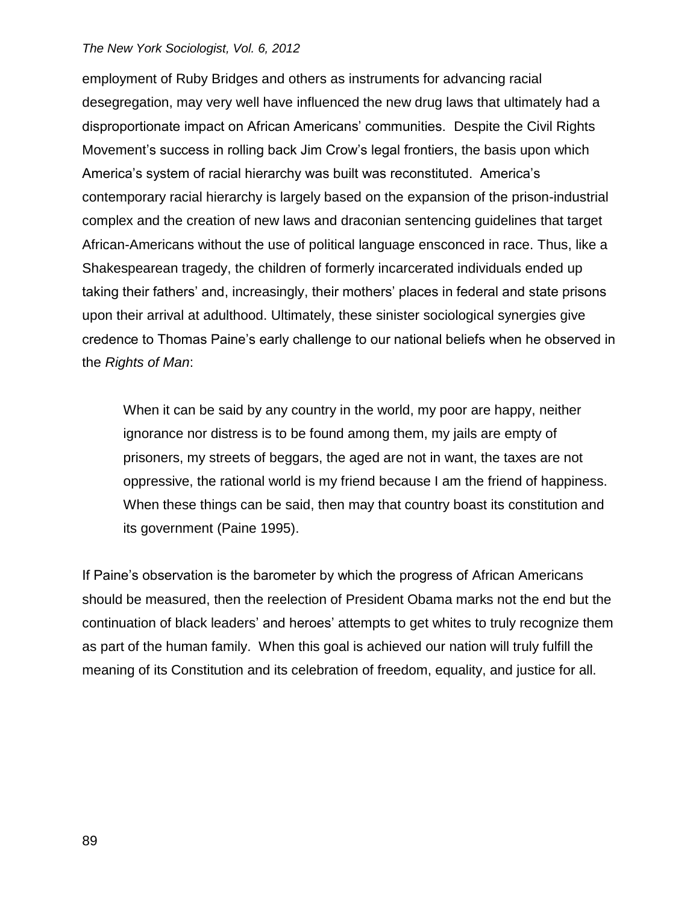employment of Ruby Bridges and others as instruments for advancing racial desegregation, may very well have influenced the new drug laws that ultimately had a disproportionate impact on African Americans' communities. Despite the Civil Rights Movement's success in rolling back Jim Crow's legal frontiers, the basis upon which America's system of racial hierarchy was built was reconstituted. America's contemporary racial hierarchy is largely based on the expansion of the prison-industrial complex and the creation of new laws and draconian sentencing guidelines that target African-Americans without the use of political language ensconced in race. Thus, like a Shakespearean tragedy, the children of formerly incarcerated individuals ended up taking their fathers' and, increasingly, their mothers' places in federal and state prisons upon their arrival at adulthood. Ultimately, these sinister sociological synergies give credence to Thomas Paine's early challenge to our national beliefs when he observed in the *Rights of Man*:

> When it can be said by any country in the world, my poor are happy, neither ignorance nor distress is to be found among them, my jails are empty of prisoners, my streets of beggars, the aged are not in want, the taxes are not oppressive, the rational world is my friend because I am the friend of happiness. When these things can be said, then may that country boast its constitution and its government (Paine 1995).

If Paine's observation is the barometer by which the progress of African Americans should be measured, then the reelection of President Obama marks not the end but the continuation of black leaders' and heroes' attempts to get whites to truly recognize them as part of the human family. When this goal is achieved our nation will truly fulfill the meaning of its Constitution and its celebration of freedom, equality, and justice for all.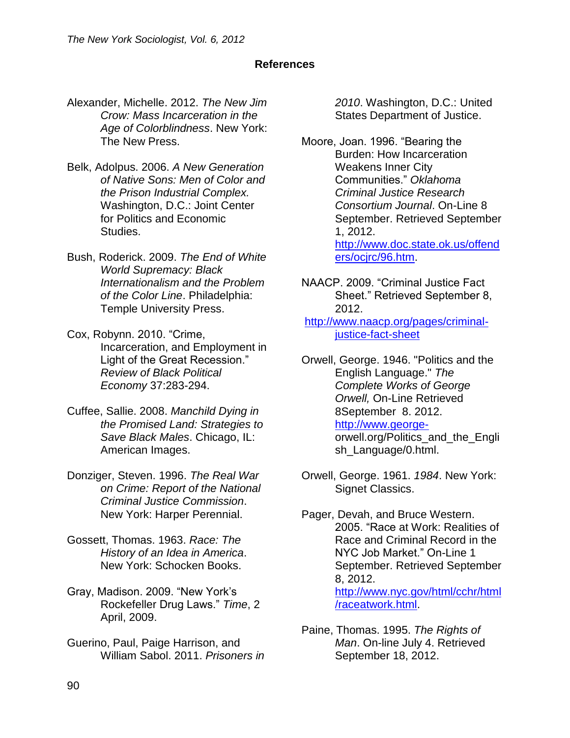## References

Alexander, Michelle. 2012. *The New Jim Crow: Mass Incarceration in the Age of Colorblindness*. New York: The New Press.

Belk, Adolpus. 2006. *A New Generation of Native Sons: Men of Color and the Prison Industrial Complex.* Washington, D.C.: Joint Center for Politics and Economic Studies.

Bush, Roderick. 2009. *The End of White World Supremacy: Black Internationalism and the Problem of the Color Line*. Philadelphia: Temple University Press.

Cox, Robynn. 2010. "Crime, Incarceration, and Employment in Light of the Great Recession." *Review of Black Political Economy* 37:283-294.

Cuffee, Sallie. 2008. *Manchild Dying in the Promised Land: Strategies to Save Black Males*. Chicago, IL: American Images.

Donziger, Steven. 1996. *The Real War on Crime: Report of the National Criminal Justice Commission*. New York: Harper Perennial.

Gossett, Thomas. 1963. *Race: The History of an Idea in America*. New York: Schocken Books.

Gray, Madison. 2009. "New York's Rockefeller Drug Laws." *Time*, 2 April, 2009.

Guerino, Paul, Paige Harrison, and William Sabol. 2011. *Prisoners in 2010*. Washington, D.C.: United States Department of Justice.

Moore, Joan. 1996. "Bearing the Burden: How Incarceration Weakens Inner City Communities." *Oklahoma Criminal Justice Research Consortium Journal*. On-Line 8 September. Retrieved September 1, 2012. http://www.doc.state.ok.us/offenders/ocjrc/96.htm.

NAACP. 2009. "Criminal Justice Fact Sheet." Retrieved September 8, 2012. http://www.naacp.org/pages/criminal-justice-fact-sheet

Orwell, George. 1946. "Politics and the English Language." *The Complete Works of George Orwell,* On-Line Retrieved 8September 8. 2012. http://www.george-orwell.org/Politics_and_the_English_Language/0.html.

Orwell, George. 1961. *1984*. New York: Signet Classics.

Pager, Devah, and Bruce Western. 2005. "Race at Work: Realities of Race and Criminal Record in the NYC Job Market." On-Line 1 September. Retrieved September 8, 2012. http://www.nyc.gov/html/cchr/html/raceatwork.html.

Paine, Thomas. 1995. *The Rights of Man*. On-line July 4. Retrieved September 18, 2012.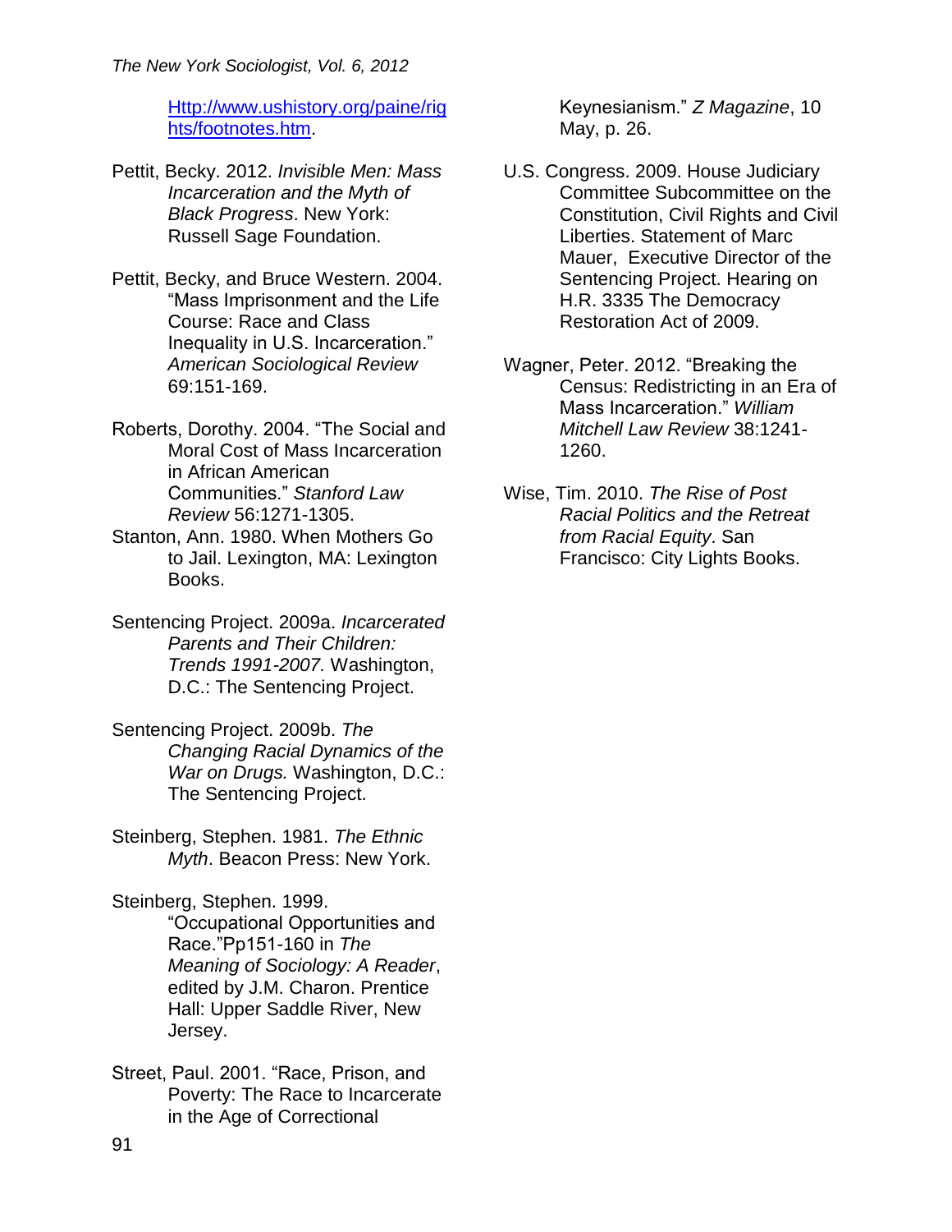[Http://www.ushistory.org/paine/rights/footnotes.htm](Http://www.ushistory.org/paine/rights/footnotes.htm).

Pettit, Becky. 2012. *Invisible Men: Mass Incarceration and the Myth of Black Progress*. New York: Russell Sage Foundation.

Pettit, Becky, and Bruce Western. 2004. "Mass Imprisonment and the Life Course: Race and Class Inequality in U.S. Incarceration." *American Sociological Review* 69:151-169.

Roberts, Dorothy. 2004. "The Social and Moral Cost of Mass Incarceration in African American Communities." *Stanford Law Review* 56:1271-1305.

Stanton, Ann. 1980. When Mothers Go to Jail. Lexington, MA: Lexington Books.

Sentencing Project. 2009a. *Incarcerated Parents and Their Children: Trends 1991-2007.* Washington, D.C.: The Sentencing Project.

Sentencing Project. 2009b. *The Changing Racial Dynamics of the War on Drugs.* Washington, D.C.: The Sentencing Project.

Steinberg, Stephen. 1981. *The Ethnic Myth*. Beacon Press: New York.

Steinberg, Stephen. 1999. "Occupational Opportunities and Race."Pp151-160 in *The Meaning of Sociology: A Reader*, edited by J.M. Charon. Prentice Hall: Upper Saddle River, New Jersey.

Street, Paul. 2001. "Race, Prison, and Poverty: The Race to Incarcerate in the Age of Correctional Keynesianism." *Z Magazine*, 10 May, p. 26.

U.S. Congress. 2009. House Judiciary Committee Subcommittee on the Constitution, Civil Rights and Civil Liberties. Statement of Marc Mauer, Executive Director of the Sentencing Project. Hearing on H.R. 3335 The Democracy Restoration Act of 2009.

Wagner, Peter. 2012. "Breaking the Census: Redistricting in an Era of Mass Incarceration." *William Mitchell Law Review* 38:1241-1260.

Wise, Tim. 2010. *The Rise of Post Racial Politics and the Retreat from Racial Equity*. San Francisco: City Lights Books.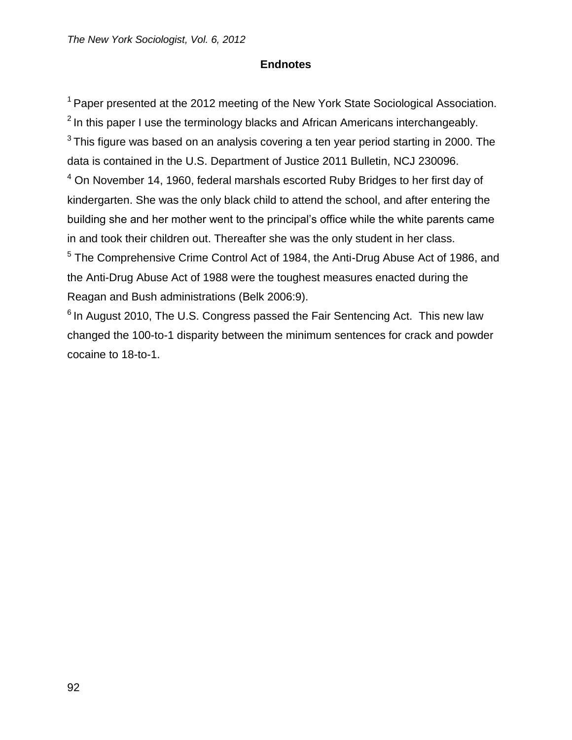## Endnotes

[1] Paper presented at the 2012 meeting of the New York State Sociological Association.

[2] In this paper I use the terminology blacks and African Americans interchangeably.

[3] This figure was based on an analysis covering a ten year period starting in 2000. The data is contained in the U.S. Department of Justice 2011 Bulletin, NCJ 230096.

[4] On November 14, 1960, federal marshals escorted Ruby Bridges to her first day of kindergarten. She was the only black child to attend the school, and after entering the building she and her mother went to the principal's office while the white parents came in and took their children out. Thereafter she was the only student in her class.

[5] The Comprehensive Crime Control Act of 1984, the Anti-Drug Abuse Act of 1986, and the Anti-Drug Abuse Act of 1988 were the toughest measures enacted during the Reagan and Bush administrations (Belk 2006:9).

[6] In August 2010, The U.S. Congress passed the Fair Sentencing Act. This new law changed the 100-to-1 disparity between the minimum sentences for crack and powder cocaine to 18-to-1.